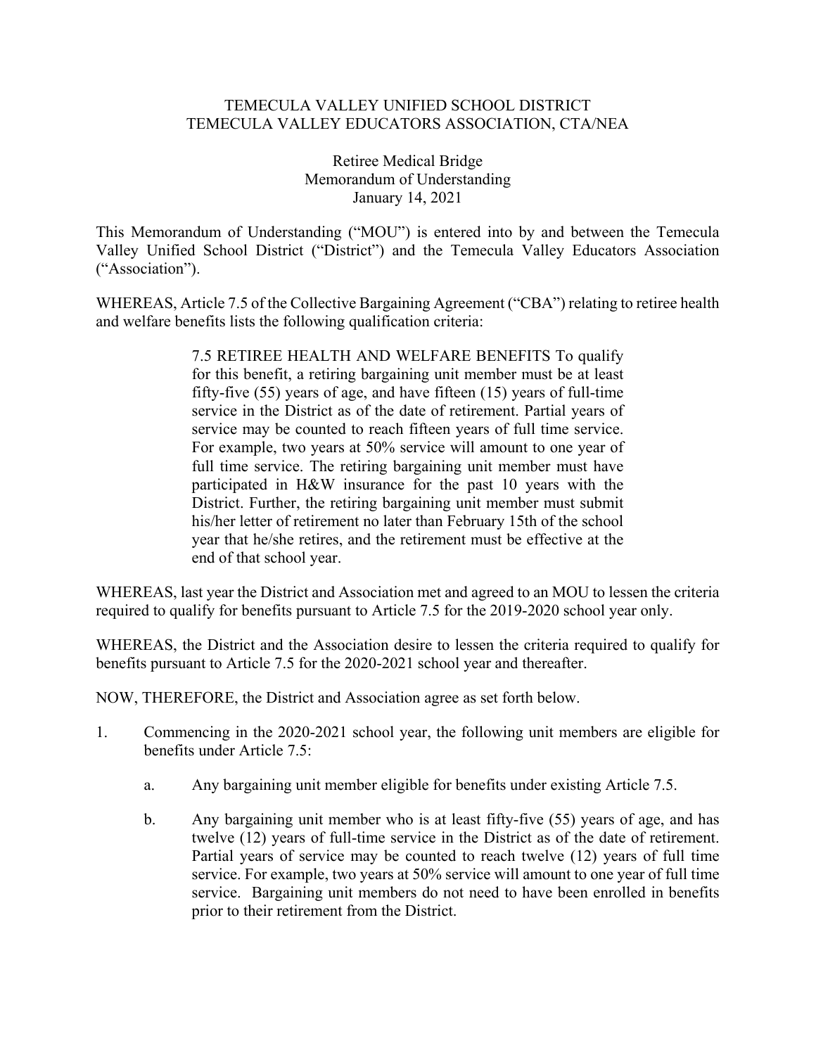TEMECULA VALLEY UNIFIED SCHOOL DISTRICT
TEMECULA VALLEY EDUCATORS ASSOCIATION, CTA/NEA

Retiree Medical Bridge
Memorandum of Understanding
January 14, 2021

This Memorandum of Understanding ("MOU") is entered into by and between the Temecula Valley Unified School District ("District") and the Temecula Valley Educators Association ("Association").

WHEREAS, Article 7.5 of the Collective Bargaining Agreement ("CBA") relating to retiree health and welfare benefits lists the following qualification criteria:

> 7.5 RETIREE HEALTH AND WELFARE BENEFITS To qualify for this benefit, a retiring bargaining unit member must be at least fifty-five (55) years of age, and have fifteen (15) years of full-time service in the District as of the date of retirement. Partial years of service may be counted to reach fifteen years of full time service. For example, two years at 50% service will amount to one year of full time service. The retiring bargaining unit member must have participated in H&W insurance for the past 10 years with the District. Further, the retiring bargaining unit member must submit his/her letter of retirement no later than February 15th of the school year that he/she retires, and the retirement must be effective at the end of that school year.

WHEREAS, last year the District and Association met and agreed to an MOU to lessen the criteria required to qualify for benefits pursuant to Article 7.5 for the 2019-2020 school year only.

WHEREAS, the District and the Association desire to lessen the criteria required to qualify for benefits pursuant to Article 7.5 for the 2020-2021 school year and thereafter.

NOW, THEREFORE, the District and Association agree as set forth below.

1. Commencing in the 2020-2021 school year, the following unit members are eligible for benefits under Article 7.5:

    a. Any bargaining unit member eligible for benefits under existing Article 7.5.

    b. Any bargaining unit member who is at least fifty-five (55) years of age, and has twelve (12) years of full-time service in the District as of the date of retirement. Partial years of service may be counted to reach twelve (12) years of full time service. For example, two years at 50% service will amount to one year of full time service. Bargaining unit members do not need to have been enrolled in benefits prior to their retirement from the District.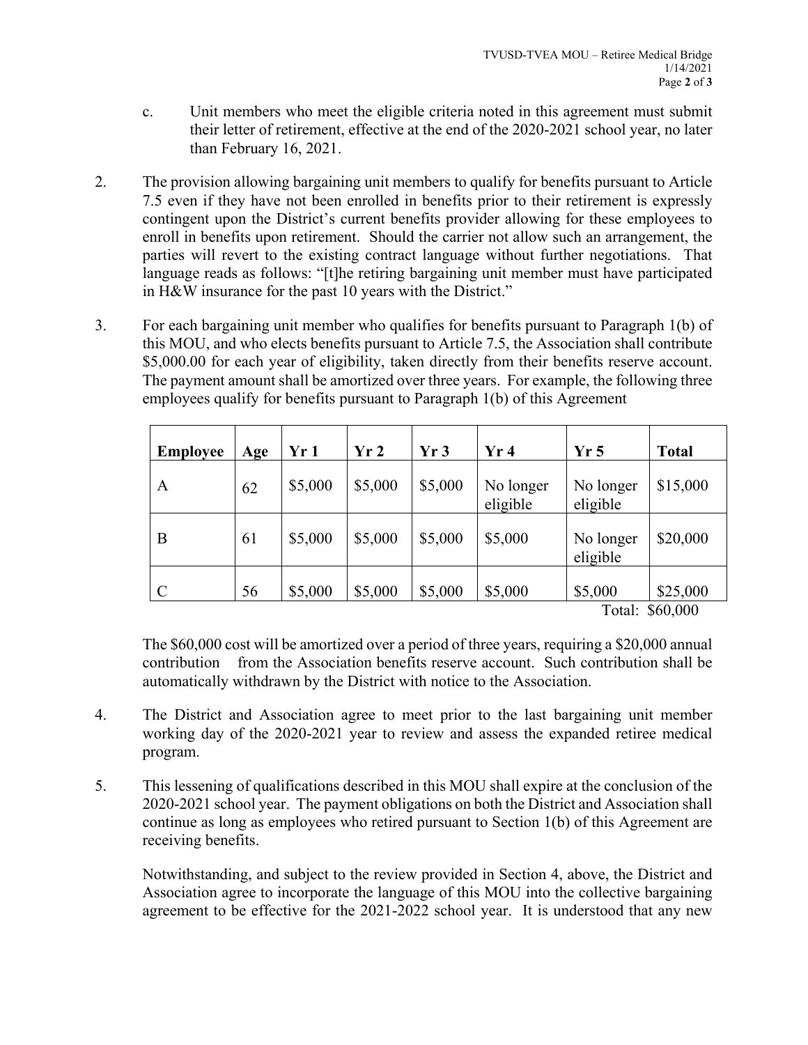c. Unit members who meet the eligible criteria noted in this agreement must submit their letter of retirement, effective at the end of the 2020-2021 school year, no later than February 16, 2021.

2. The provision allowing bargaining unit members to qualify for benefits pursuant to Article 7.5 even if they have not been enrolled in benefits prior to their retirement is expressly contingent upon the District's current benefits provider allowing for these employees to enroll in benefits upon retirement. Should the carrier not allow such an arrangement, the parties will revert to the existing contract language without further negotiations. That language reads as follows: "[t]he retiring bargaining unit member must have participated in H&W insurance for the past 10 years with the District."

3. For each bargaining unit member who qualifies for benefits pursuant to Paragraph 1(b) of this MOU, and who elects benefits pursuant to Article 7.5, the Association shall contribute $5,000.00 for each year of eligibility, taken directly from their benefits reserve account. The payment amount shall be amortized over three years. For example, the following three employees qualify for benefits pursuant to Paragraph 1(b) of this Agreement

| **Employee** | **Age** | **Yr 1** | **Yr 2** | **Yr 3** | **Yr 4** | **Yr 5** | **Total** |
|---|---|---|---|---|---|---|---|
| A | 62 | $5,000 | $5,000 | $5,000 | No longer eligible | No longer eligible | $15,000 |
| B | 61 | $5,000 | $5,000 | $5,000 | $5,000 | No longer eligible | $20,000 |
| C | 56 | $5,000 | $5,000 | $5,000 | $5,000 | $5,000 | $25,000 |
| | | | | | | | Total: $60,000 |

The $60,000 cost will be amortized over a period of three years, requiring a $20,000 annual contribution from the Association benefits reserve account. Such contribution shall be automatically withdrawn by the District with notice to the Association.

4. The District and Association agree to meet prior to the last bargaining unit member working day of the 2020-2021 year to review and assess the expanded retiree medical program.

5. This lessening of qualifications described in this MOU shall expire at the conclusion of the 2020-2021 school year. The payment obligations on both the District and Association shall continue as long as employees who retired pursuant to Section 1(b) of this Agreement are receiving benefits.

   Notwithstanding, and subject to the review provided in Section 4, above, the District and Association agree to incorporate the language of this MOU into the collective bargaining agreement to be effective for the 2021-2022 school year. It is understood that any new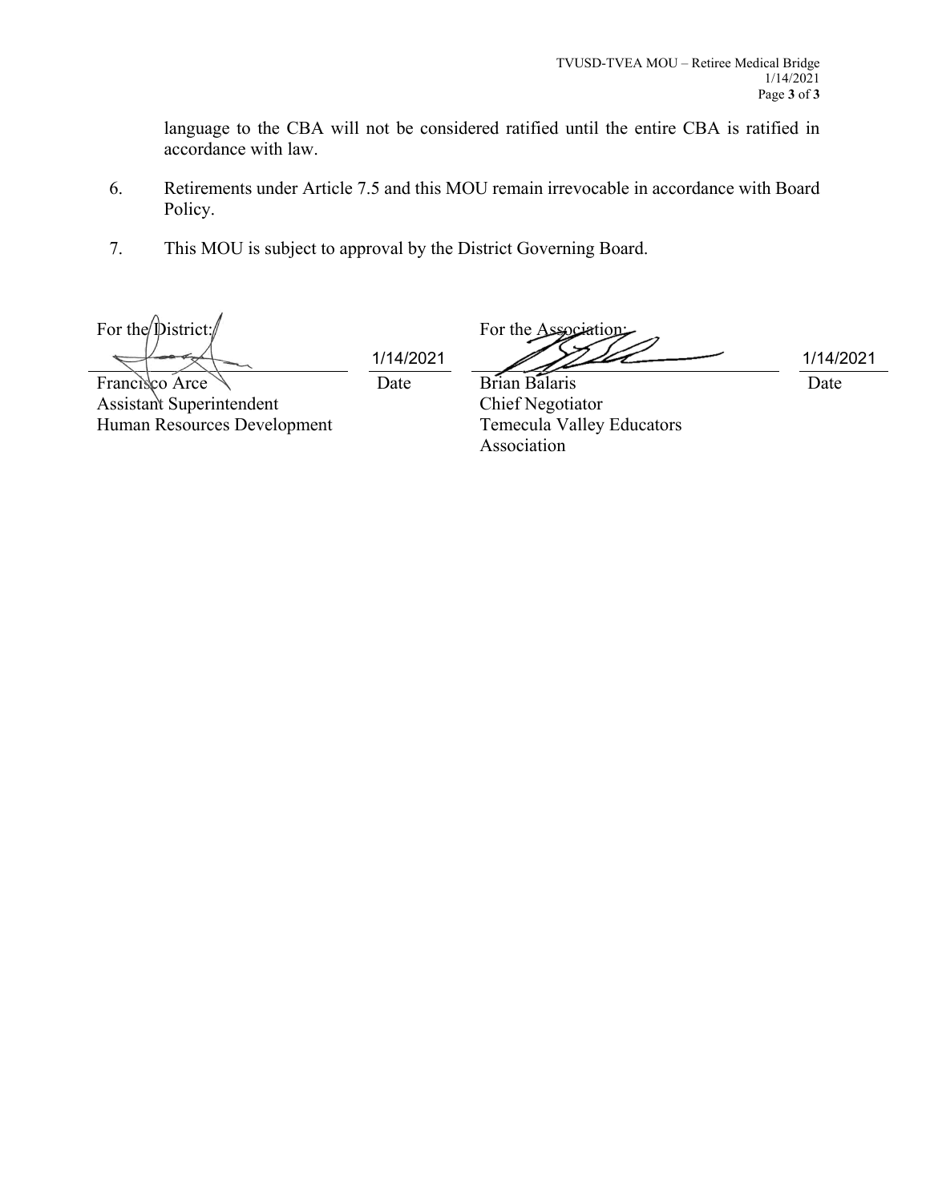language to the CBA will not be considered ratified until the entire CBA is ratified in accordance with law.

6. Retirements under Article 7.5 and this MOU remain irrevocable in accordance with Board Policy.

7. This MOU is subject to approval by the District Governing Board.

| | | | |
|---|---|---|---|
| For the District: | | For the Association: | |
| | 1/14/2021 | | 1/14/2021 |
| Francisco Arce<br>Assistant Superintendent<br>Human Resources Development | Date | Brian Balaris<br>Chief Negotiator<br>Temecula Valley Educators Association | Date |